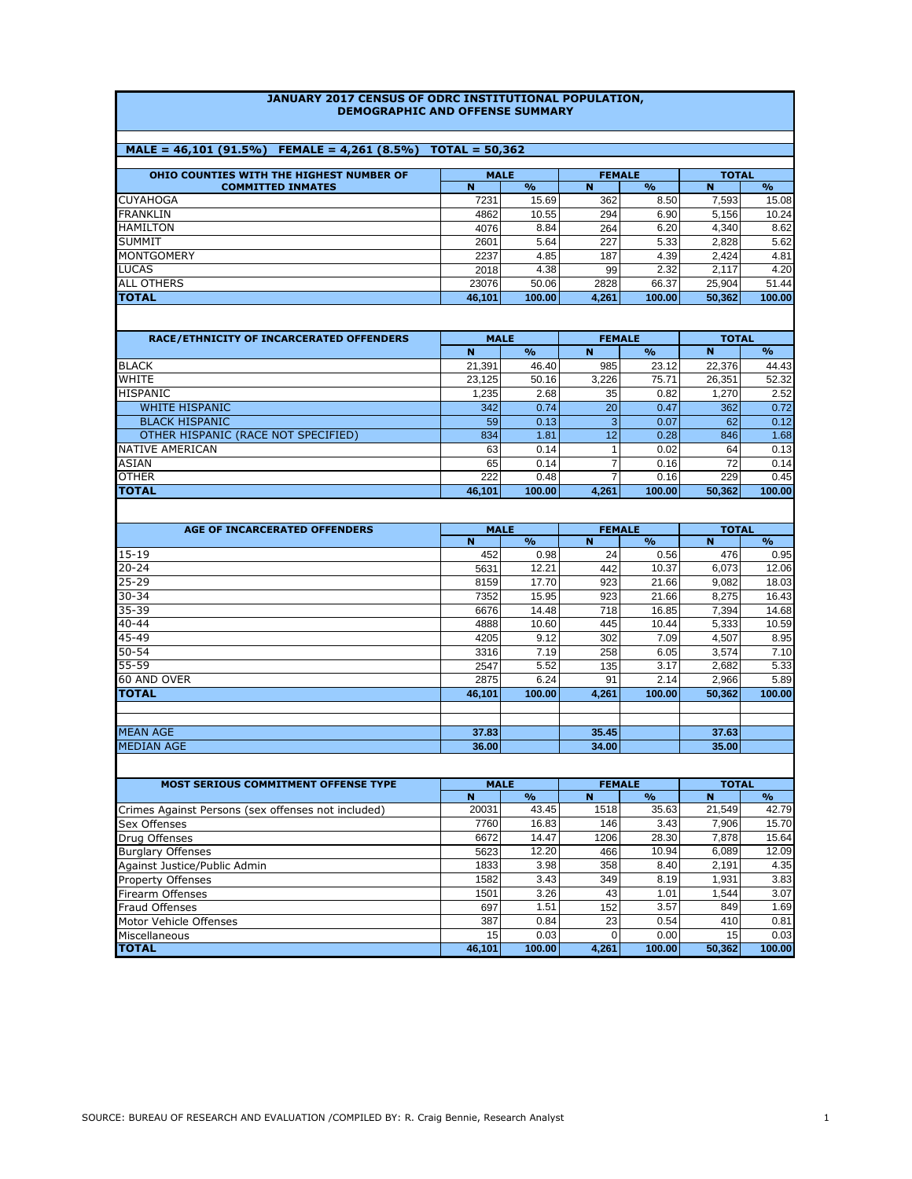# JANUARY 2017 CENSUS OF ODRC INSTITUTIONAL POPULATION, DEMOGRAPHIC AND OFFENSE SUMMARY

**MALE = 46,101 (91.5%) FEMALE = 4,261 (8.5%) TOTAL = 50,362**

| OHIO COUNTIES WITH THE HIGHEST NUMBER OF COMMITTED INMATES | MALE | | FEMALE | | TOTAL | |
|---|---|---|---|---|---|---|
| | N | % | N | % | N | % |
| CUYAHOGA | 7231 | 15.69 | 362 | 8.50 | 7,593 | 15.08 |
| FRANKLIN | 4862 | 10.55 | 294 | 6.90 | 5,156 | 10.24 |
| HAMILTON | 4076 | 8.84 | 264 | 6.20 | 4,340 | 8.62 |
| SUMMIT | 2601 | 5.64 | 227 | 5.33 | 2,828 | 5.62 |
| MONTGOMERY | 2237 | 4.85 | 187 | 4.39 | 2,424 | 4.81 |
| LUCAS | 2018 | 4.38 | 99 | 2.32 | 2,117 | 4.20 |
| ALL OTHERS | 23076 | 50.06 | 2828 | 66.37 | 25,904 | 51.44 |
| **TOTAL** | **46,101** | **100.00** | **4,261** | **100.00** | **50,362** | **100.00** |

| RACE/ETHNICITY OF INCARCERATED OFFENDERS | MALE | | FEMALE | | TOTAL | |
|---|---|---|---|---|---|---|
| | N | % | N | % | N | % |
| BLACK | 21,391 | 46.40 | 985 | 23.12 | 22,376 | 44.43 |
| WHITE | 23,125 | 50.16 | 3,226 | 75.71 | 26,351 | 52.32 |
| HISPANIC | 1,235 | 2.68 | 35 | 0.82 | 1,270 | 2.52 |
| WHITE HISPANIC | 342 | 0.74 | 20 | 0.47 | 362 | 0.72 |
| BLACK HISPANIC | 59 | 0.13 | 3 | 0.07 | 62 | 0.12 |
| OTHER HISPANIC (RACE NOT SPECIFIED) | 834 | 1.81 | 12 | 0.28 | 846 | 1.68 |
| NATIVE AMERICAN | 63 | 0.14 | 1 | 0.02 | 64 | 0.13 |
| ASIAN | 65 | 0.14 | 7 | 0.16 | 72 | 0.14 |
| OTHER | 222 | 0.48 | 7 | 0.16 | 229 | 0.45 |
| **TOTAL** | **46,101** | **100.00** | **4,261** | **100.00** | **50,362** | **100.00** |

| AGE OF INCARCERATED OFFENDERS | MALE | | FEMALE | | TOTAL | |
|---|---|---|---|---|---|---|
| | N | % | N | % | N | % |
| 15-19 | 452 | 0.98 | 24 | 0.56 | 476 | 0.95 |
| 20-24 | 5631 | 12.21 | 442 | 10.37 | 6,073 | 12.06 |
| 25-29 | 8159 | 17.70 | 923 | 21.66 | 9,082 | 18.03 |
| 30-34 | 7352 | 15.95 | 923 | 21.66 | 8,275 | 16.43 |
| 35-39 | 6676 | 14.48 | 718 | 16.85 | 7,394 | 14.68 |
| 40-44 | 4888 | 10.60 | 445 | 10.44 | 5,333 | 10.59 |
| 45-49 | 4205 | 9.12 | 302 | 7.09 | 4,507 | 8.95 |
| 50-54 | 3316 | 7.19 | 258 | 6.05 | 3,574 | 7.10 |
| 55-59 | 2547 | 5.52 | 135 | 3.17 | 2,682 | 5.33 |
| 60 AND OVER | 2875 | 6.24 | 91 | 2.14 | 2,966 | 5.89 |
| **TOTAL** | **46,101** | **100.00** | **4,261** | **100.00** | **50,362** | **100.00** |
| | | | | | | |
| MEAN AGE | **37.83** | | **35.45** | | **37.63** | |
| MEDIAN AGE | **36.00** | | **34.00** | | **35.00** | |

| MOST SERIOUS COMMITMENT OFFENSE TYPE | MALE | | FEMALE | | TOTAL | |
|---|---|---|---|---|---|---|
| | N | % | N | % | N | % |
| Crimes Against Persons (sex offenses not included) | 20031 | 43.45 | 1518 | 35.63 | 21,549 | 42.79 |
| Sex Offenses | 7760 | 16.83 | 146 | 3.43 | 7,906 | 15.70 |
| Drug Offenses | 6672 | 14.47 | 1206 | 28.30 | 7,878 | 15.64 |
| Burglary Offenses | 5623 | 12.20 | 466 | 10.94 | 6,089 | 12.09 |
| Against Justice/Public Admin | 1833 | 3.98 | 358 | 8.40 | 2,191 | 4.35 |
| Property Offenses | 1582 | 3.43 | 349 | 8.19 | 1,931 | 3.83 |
| Firearm Offenses | 1501 | 3.26 | 43 | 1.01 | 1,544 | 3.07 |
| Fraud Offenses | 697 | 1.51 | 152 | 3.57 | 849 | 1.69 |
| Motor Vehicle Offenses | 387 | 0.84 | 23 | 0.54 | 410 | 0.81 |
| Miscellaneous | 15 | 0.03 | 0 | 0.00 | 15 | 0.03 |
| **TOTAL** | **46,101** | **100.00** | **4,261** | **100.00** | **50,362** | **100.00** |

SOURCE: BUREAU OF RESEARCH AND EVALUATION /COMPILED BY: R. Craig Bennie, Research Analyst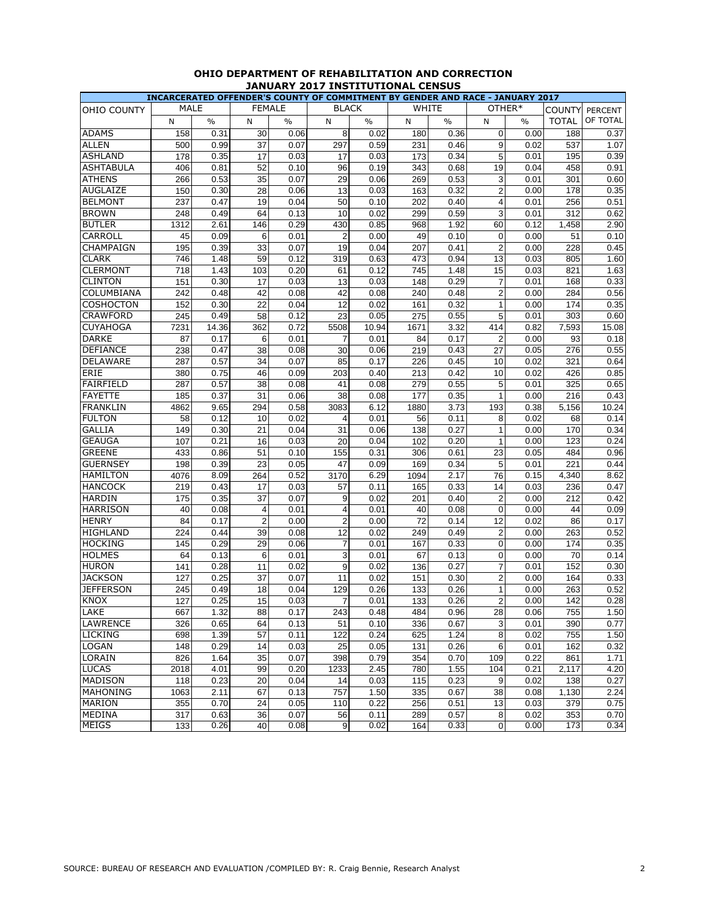# OHIO DEPARTMENT OF REHABILITATION AND CORRECTION
## JANUARY 2017 INSTITUTIONAL CENSUS

| INCARCERATED OFFENDER'S COUNTY OF COMMITMENT BY GENDER AND RACE - JANUARY 2017 | | | | | | | | | | | | |
|---|---|---|---|---|---|---|---|---|---|---|---|---|
| OHIO COUNTY | MALE | | FEMALE | | BLACK | | WHITE | | OTHER* | | COUNTY | PERCENT |
| | N | % | N | % | N | % | N | % | N | % | TOTAL | OF TOTAL |
| ADAMS | 158 | 0.31 | 30 | 0.06 | 8 | 0.02 | 180 | 0.36 | 0 | 0.00 | 188 | 0.37 |
| ALLEN | 500 | 0.99 | 37 | 0.07 | 297 | 0.59 | 231 | 0.46 | 9 | 0.02 | 537 | 1.07 |
| ASHLAND | 178 | 0.35 | 17 | 0.03 | 17 | 0.03 | 173 | 0.34 | 5 | 0.01 | 195 | 0.39 |
| ASHTABULA | 406 | 0.81 | 52 | 0.10 | 96 | 0.19 | 343 | 0.68 | 19 | 0.04 | 458 | 0.91 |
| ATHENS | 266 | 0.53 | 35 | 0.07 | 29 | 0.06 | 269 | 0.53 | 3 | 0.01 | 301 | 0.60 |
| AUGLAIZE | 150 | 0.30 | 28 | 0.06 | 13 | 0.03 | 163 | 0.32 | 2 | 0.00 | 178 | 0.35 |
| BELMONT | 237 | 0.47 | 19 | 0.04 | 50 | 0.10 | 202 | 0.40 | 4 | 0.01 | 256 | 0.51 |
| BROWN | 248 | 0.49 | 64 | 0.13 | 10 | 0.02 | 299 | 0.59 | 3 | 0.01 | 312 | 0.62 |
| BUTLER | 1312 | 2.61 | 146 | 0.29 | 430 | 0.85 | 968 | 1.92 | 60 | 0.12 | 1,458 | 2.90 |
| CARROLL | 45 | 0.09 | 6 | 0.01 | 2 | 0.00 | 49 | 0.10 | 0 | 0.00 | 51 | 0.10 |
| CHAMPAIGN | 195 | 0.39 | 33 | 0.07 | 19 | 0.04 | 207 | 0.41 | 2 | 0.00 | 228 | 0.45 |
| CLARK | 746 | 1.48 | 59 | 0.12 | 319 | 0.63 | 473 | 0.94 | 13 | 0.03 | 805 | 1.60 |
| CLERMONT | 718 | 1.43 | 103 | 0.20 | 61 | 0.12 | 745 | 1.48 | 15 | 0.03 | 821 | 1.63 |
| CLINTON | 151 | 0.30 | 17 | 0.03 | 13 | 0.03 | 148 | 0.29 | 7 | 0.01 | 168 | 0.33 |
| COLUMBIANA | 242 | 0.48 | 42 | 0.08 | 42 | 0.08 | 240 | 0.48 | 2 | 0.00 | 284 | 0.56 |
| COSHOCTON | 152 | 0.30 | 22 | 0.04 | 12 | 0.02 | 161 | 0.32 | 1 | 0.00 | 174 | 0.35 |
| CRAWFORD | 245 | 0.49 | 58 | 0.12 | 23 | 0.05 | 275 | 0.55 | 5 | 0.01 | 303 | 0.60 |
| CUYAHOGA | 7231 | 14.36 | 362 | 0.72 | 5508 | 10.94 | 1671 | 3.32 | 414 | 0.82 | 7,593 | 15.08 |
| DARKE | 87 | 0.17 | 6 | 0.01 | 7 | 0.01 | 84 | 0.17 | 2 | 0.00 | 93 | 0.18 |
| DEFIANCE | 238 | 0.47 | 38 | 0.08 | 30 | 0.06 | 219 | 0.43 | 27 | 0.05 | 276 | 0.55 |
| DELAWARE | 287 | 0.57 | 34 | 0.07 | 85 | 0.17 | 226 | 0.45 | 10 | 0.02 | 321 | 0.64 |
| ERIE | 380 | 0.75 | 46 | 0.09 | 203 | 0.40 | 213 | 0.42 | 10 | 0.02 | 426 | 0.85 |
| FAIRFIELD | 287 | 0.57 | 38 | 0.08 | 41 | 0.08 | 279 | 0.55 | 5 | 0.01 | 325 | 0.65 |
| FAYETTE | 185 | 0.37 | 31 | 0.06 | 38 | 0.08 | 177 | 0.35 | 1 | 0.00 | 216 | 0.43 |
| FRANKLIN | 4862 | 9.65 | 294 | 0.58 | 3083 | 6.12 | 1880 | 3.73 | 193 | 0.38 | 5,156 | 10.24 |
| FULTON | 58 | 0.12 | 10 | 0.02 | 4 | 0.01 | 56 | 0.11 | 8 | 0.02 | 68 | 0.14 |
| GALLIA | 149 | 0.30 | 21 | 0.04 | 31 | 0.06 | 138 | 0.27 | 1 | 0.00 | 170 | 0.34 |
| GEAUGA | 107 | 0.21 | 16 | 0.03 | 20 | 0.04 | 102 | 0.20 | 1 | 0.00 | 123 | 0.24 |
| GREENE | 433 | 0.86 | 51 | 0.10 | 155 | 0.31 | 306 | 0.61 | 23 | 0.05 | 484 | 0.96 |
| GUERNSEY | 198 | 0.39 | 23 | 0.05 | 47 | 0.09 | 169 | 0.34 | 5 | 0.01 | 221 | 0.44 |
| HAMILTON | 4076 | 8.09 | 264 | 0.52 | 3170 | 6.29 | 1094 | 2.17 | 76 | 0.15 | 4,340 | 8.62 |
| HANCOCK | 219 | 0.43 | 17 | 0.03 | 57 | 0.11 | 165 | 0.33 | 14 | 0.03 | 236 | 0.47 |
| HARDIN | 175 | 0.35 | 37 | 0.07 | 9 | 0.02 | 201 | 0.40 | 2 | 0.00 | 212 | 0.42 |
| HARRISON | 40 | 0.08 | 4 | 0.01 | 4 | 0.01 | 40 | 0.08 | 0 | 0.00 | 44 | 0.09 |
| HENRY | 84 | 0.17 | 2 | 0.00 | 2 | 0.00 | 72 | 0.14 | 12 | 0.02 | 86 | 0.17 |
| HIGHLAND | 224 | 0.44 | 39 | 0.08 | 12 | 0.02 | 249 | 0.49 | 2 | 0.00 | 263 | 0.52 |
| HOCKING | 145 | 0.29 | 29 | 0.06 | 7 | 0.01 | 167 | 0.33 | 0 | 0.00 | 174 | 0.35 |
| HOLMES | 64 | 0.13 | 6 | 0.01 | 3 | 0.01 | 67 | 0.13 | 0 | 0.00 | 70 | 0.14 |
| HURON | 141 | 0.28 | 11 | 0.02 | 9 | 0.02 | 136 | 0.27 | 7 | 0.01 | 152 | 0.30 |
| JACKSON | 127 | 0.25 | 37 | 0.07 | 11 | 0.02 | 151 | 0.30 | 2 | 0.00 | 164 | 0.33 |
| JEFFERSON | 245 | 0.49 | 18 | 0.04 | 129 | 0.26 | 133 | 0.26 | 1 | 0.00 | 263 | 0.52 |
| KNOX | 127 | 0.25 | 15 | 0.03 | 7 | 0.01 | 133 | 0.26 | 2 | 0.00 | 142 | 0.28 |
| LAKE | 667 | 1.32 | 88 | 0.17 | 243 | 0.48 | 484 | 0.96 | 28 | 0.06 | 755 | 1.50 |
| LAWRENCE | 326 | 0.65 | 64 | 0.13 | 51 | 0.10 | 336 | 0.67 | 3 | 0.01 | 390 | 0.77 |
| LICKING | 698 | 1.39 | 57 | 0.11 | 122 | 0.24 | 625 | 1.24 | 8 | 0.02 | 755 | 1.50 |
| LOGAN | 148 | 0.29 | 14 | 0.03 | 25 | 0.05 | 131 | 0.26 | 6 | 0.01 | 162 | 0.32 |
| LORAIN | 826 | 1.64 | 35 | 0.07 | 398 | 0.79 | 354 | 0.70 | 109 | 0.22 | 861 | 1.71 |
| LUCAS | 2018 | 4.01 | 99 | 0.20 | 1233 | 2.45 | 780 | 1.55 | 104 | 0.21 | 2,117 | 4.20 |
| MADISON | 118 | 0.23 | 20 | 0.04 | 14 | 0.03 | 115 | 0.23 | 9 | 0.02 | 138 | 0.27 |
| MAHONING | 1063 | 2.11 | 67 | 0.13 | 757 | 1.50 | 335 | 0.67 | 38 | 0.08 | 1,130 | 2.24 |
| MARION | 355 | 0.70 | 24 | 0.05 | 110 | 0.22 | 256 | 0.51 | 13 | 0.03 | 379 | 0.75 |
| MEDINA | 317 | 0.63 | 36 | 0.07 | 56 | 0.11 | 289 | 0.57 | 8 | 0.02 | 353 | 0.70 |
| MEIGS | 133 | 0.26 | 40 | 0.08 | 9 | 0.02 | 164 | 0.33 | 0 | 0.00 | 173 | 0.34 |

SOURCE: BUREAU OF RESEARCH AND EVALUATION /COMPILED BY: R. Craig Bennie, Research Analyst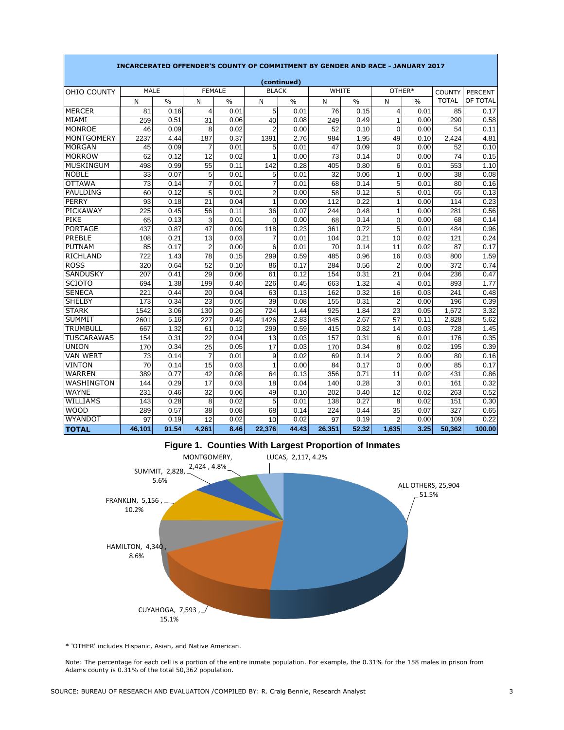**INCARCERATED OFFENDER'S COUNTY OF COMMITMENT BY GENDER AND RACE - JANUARY 2017**

**(continued)**

| OHIO COUNTY | MALE | | FEMALE | | BLACK | | WHITE | | OTHER* | | COUNTY TOTAL | PERCENT OF TOTAL |
|---|---|---|---|---|---|---|---|---|---|---|---|---|
| | N | % | N | % | N | % | N | % | N | % | | |
| MERCER | 81 | 0.16 | 4 | 0.01 | 5 | 0.01 | 76 | 0.15 | 4 | 0.01 | 85 | 0.17 |
| MIAMI | 259 | 0.51 | 31 | 0.06 | 40 | 0.08 | 249 | 0.49 | 1 | 0.00 | 290 | 0.58 |
| MONROE | 46 | 0.09 | 8 | 0.02 | 2 | 0.00 | 52 | 0.10 | 0 | 0.00 | 54 | 0.11 |
| MONTGOMERY | 2237 | 4.44 | 187 | 0.37 | 1391 | 2.76 | 984 | 1.95 | 49 | 0.10 | 2,424 | 4.81 |
| MORGAN | 45 | 0.09 | 7 | 0.01 | 5 | 0.01 | 47 | 0.09 | 0 | 0.00 | 52 | 0.10 |
| MORROW | 62 | 0.12 | 12 | 0.02 | 1 | 0.00 | 73 | 0.14 | 0 | 0.00 | 74 | 0.15 |
| MUSKINGUM | 498 | 0.99 | 55 | 0.11 | 142 | 0.28 | 405 | 0.80 | 6 | 0.01 | 553 | 1.10 |
| NOBLE | 33 | 0.07 | 5 | 0.01 | 5 | 0.01 | 32 | 0.06 | 1 | 0.00 | 38 | 0.08 |
| OTTAWA | 73 | 0.14 | 7 | 0.01 | 7 | 0.01 | 68 | 0.14 | 5 | 0.01 | 80 | 0.16 |
| PAULDING | 60 | 0.12 | 5 | 0.01 | 2 | 0.00 | 58 | 0.12 | 5 | 0.01 | 65 | 0.13 |
| PERRY | 93 | 0.18 | 21 | 0.04 | 1 | 0.00 | 112 | 0.22 | 1 | 0.00 | 114 | 0.23 |
| PICKAWAY | 225 | 0.45 | 56 | 0.11 | 36 | 0.07 | 244 | 0.48 | 1 | 0.00 | 281 | 0.56 |
| PIKE | 65 | 0.13 | 3 | 0.01 | 0 | 0.00 | 68 | 0.14 | 0 | 0.00 | 68 | 0.14 |
| PORTAGE | 437 | 0.87 | 47 | 0.09 | 118 | 0.23 | 361 | 0.72 | 5 | 0.01 | 484 | 0.96 |
| PREBLE | 108 | 0.21 | 13 | 0.03 | 7 | 0.01 | 104 | 0.21 | 10 | 0.02 | 121 | 0.24 |
| PUTNAM | 85 | 0.17 | 2 | 0.00 | 6 | 0.01 | 70 | 0.14 | 11 | 0.02 | 87 | 0.17 |
| RICHLAND | 722 | 1.43 | 78 | 0.15 | 299 | 0.59 | 485 | 0.96 | 16 | 0.03 | 800 | 1.59 |
| ROSS | 320 | 0.64 | 52 | 0.10 | 86 | 0.17 | 284 | 0.56 | 2 | 0.00 | 372 | 0.74 |
| SANDUSKY | 207 | 0.41 | 29 | 0.06 | 61 | 0.12 | 154 | 0.31 | 21 | 0.04 | 236 | 0.47 |
| SCIOTO | 694 | 1.38 | 199 | 0.40 | 226 | 0.45 | 663 | 1.32 | 4 | 0.01 | 893 | 1.77 |
| SENECA | 221 | 0.44 | 20 | 0.04 | 63 | 0.13 | 162 | 0.32 | 16 | 0.03 | 241 | 0.48 |
| SHELBY | 173 | 0.34 | 23 | 0.05 | 39 | 0.08 | 155 | 0.31 | 2 | 0.00 | 196 | 0.39 |
| STARK | 1542 | 3.06 | 130 | 0.26 | 724 | 1.44 | 925 | 1.84 | 23 | 0.05 | 1,672 | 3.32 |
| SUMMIT | 2601 | 5.16 | 227 | 0.45 | 1426 | 2.83 | 1345 | 2.67 | 57 | 0.11 | 2,828 | 5.62 |
| TRUMBULL | 667 | 1.32 | 61 | 0.12 | 299 | 0.59 | 415 | 0.82 | 14 | 0.03 | 728 | 1.45 |
| TUSCARAWAS | 154 | 0.31 | 22 | 0.04 | 13 | 0.03 | 157 | 0.31 | 6 | 0.01 | 176 | 0.35 |
| UNION | 170 | 0.34 | 25 | 0.05 | 17 | 0.03 | 170 | 0.34 | 8 | 0.02 | 195 | 0.39 |
| VAN WERT | 73 | 0.14 | 7 | 0.01 | 9 | 0.02 | 69 | 0.14 | 2 | 0.00 | 80 | 0.16 |
| VINTON | 70 | 0.14 | 15 | 0.03 | 1 | 0.00 | 84 | 0.17 | 0 | 0.00 | 85 | 0.17 |
| WARREN | 389 | 0.77 | 42 | 0.08 | 64 | 0.13 | 356 | 0.71 | 11 | 0.02 | 431 | 0.86 |
| WASHINGTON | 144 | 0.29 | 17 | 0.03 | 18 | 0.04 | 140 | 0.28 | 3 | 0.01 | 161 | 0.32 |
| WAYNE | 231 | 0.46 | 32 | 0.06 | 49 | 0.10 | 202 | 0.40 | 12 | 0.02 | 263 | 0.52 |
| WILLIAMS | 143 | 0.28 | 8 | 0.02 | 5 | 0.01 | 138 | 0.27 | 8 | 0.02 | 151 | 0.30 |
| WOOD | 289 | 0.57 | 38 | 0.08 | 68 | 0.14 | 224 | 0.44 | 35 | 0.07 | 327 | 0.65 |
| WYANDOT | 97 | 0.19 | 12 | 0.02 | 10 | 0.02 | 97 | 0.19 | 2 | 0.00 | 109 | 0.22 |
| **TOTAL** | **46,101** | **91.54** | **4,261** | **8.46** | **22,376** | **44.43** | **26,351** | **52.32** | **1,635** | **3.25** | **50,362** | **100.00** |

**Figure 1. Counties With Largest Proportion of Inmates**

MONTGOMERY, 2,424, 4.8%; LUCAS, 2,117, 4.2%; SUMMIT, 2,828, 5.6%; ALL OTHERS, 25,904, 51.5%; FRANKLIN, 5,156, 10.2%; HAMILTON, 4,340, 8.6%; CUYAHOGA, 7,593, 15.1%

* 'OTHER' includes Hispanic, Asian, and Native American.

Note: The percentage for each cell is a portion of the entire inmate population. For example, the 0.31% for the 158 males in prison from Adams county is 0.31% of the total 50,362 population.

SOURCE: BUREAU OF RESEARCH AND EVALUATION /COMPILED BY: R. Craig Bennie, Research Analyst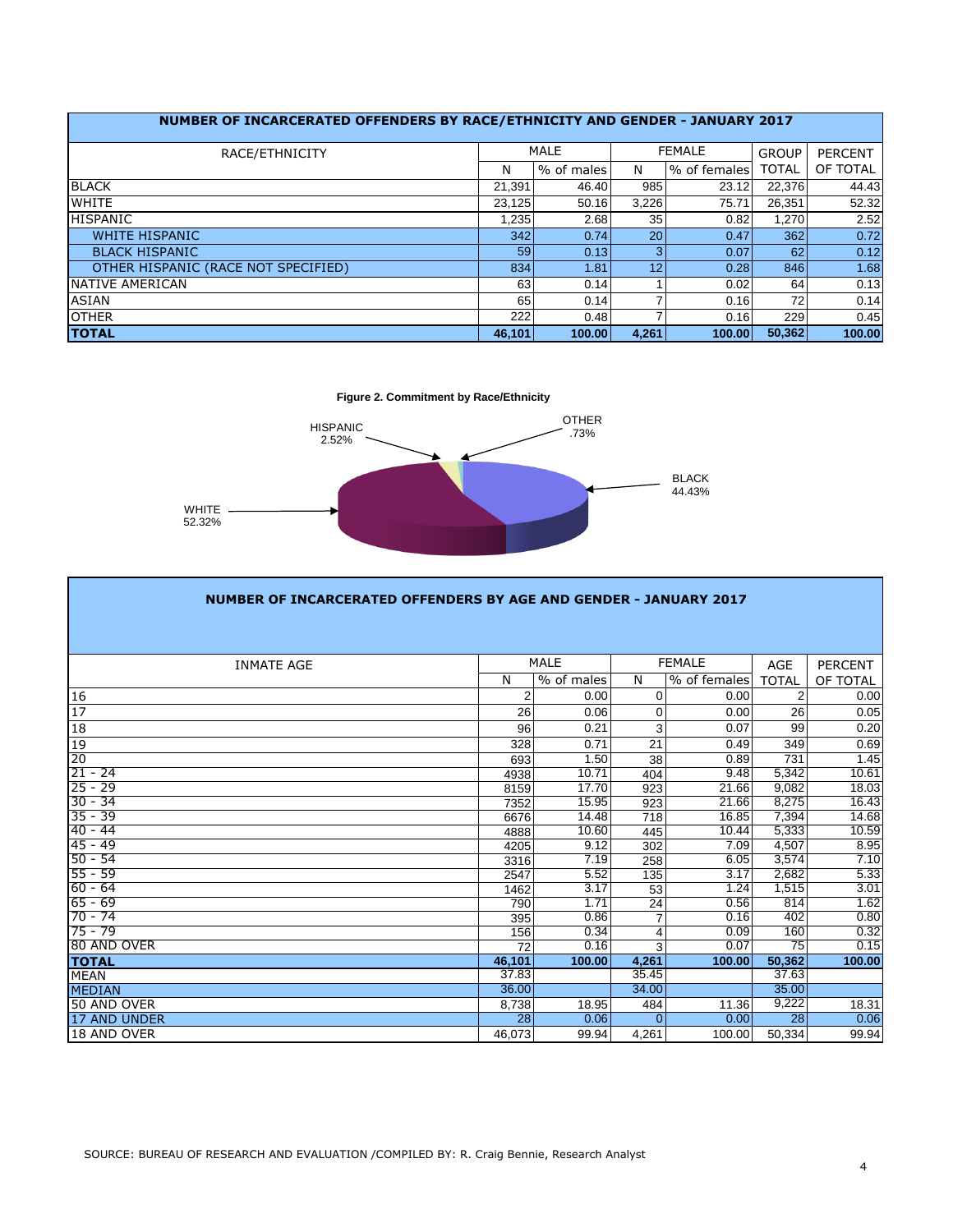## NUMBER OF INCARCERATED OFFENDERS BY RACE/ETHNICITY AND GENDER - JANUARY 2017

| RACE/ETHNICITY | MALE | | FEMALE | | GROUP | PERCENT |
|---|---|---|---|---|---|---|
| | N | % of males | N | % of females | TOTAL | OF TOTAL |
| BLACK | 21,391 | 46.40 | 985 | 23.12 | 22,376 | 44.43 |
| WHITE | 23,125 | 50.16 | 3,226 | 75.71 | 26,351 | 52.32 |
| HISPANIC | 1,235 | 2.68 | 35 | 0.82 | 1,270 | 2.52 |
| WHITE HISPANIC | 342 | 0.74 | 20 | 0.47 | 362 | 0.72 |
| BLACK HISPANIC | 59 | 0.13 | 3 | 0.07 | 62 | 0.12 |
| OTHER HISPANIC (RACE NOT SPECIFIED) | 834 | 1.81 | 12 | 0.28 | 846 | 1.68 |
| NATIVE AMERICAN | 63 | 0.14 | 1 | 0.02 | 64 | 0.13 |
| ASIAN | 65 | 0.14 | 7 | 0.16 | 72 | 0.14 |
| OTHER | 222 | 0.48 | 7 | 0.16 | 229 | 0.45 |
| **TOTAL** | **46,101** | **100.00** | **4,261** | **100.00** | **50,362** | **100.00** |

**Figure 2. Commitment by Race/Ethnicity**

HISPANIC 2.52%
OTHER .73%
BLACK 44.43%
WHITE 52.32%

## NUMBER OF INCARCERATED OFFENDERS BY AGE AND GENDER - JANUARY 2017

| INMATE AGE | MALE | | FEMALE | | AGE | PERCENT |
|---|---|---|---|---|---|---|
| | N | % of males | N | % of females | TOTAL | OF TOTAL |
| 16 | 2 | 0.00 | 0 | 0.00 | 2 | 0.00 |
| 17 | 26 | 0.06 | 0 | 0.00 | 26 | 0.05 |
| 18 | 96 | 0.21 | 3 | 0.07 | 99 | 0.20 |
| 19 | 328 | 0.71 | 21 | 0.49 | 349 | 0.69 |
| 20 | 693 | 1.50 | 38 | 0.89 | 731 | 1.45 |
| 21 - 24 | 4938 | 10.71 | 404 | 9.48 | 5,342 | 10.61 |
| 25 - 29 | 8159 | 17.70 | 923 | 21.66 | 9,082 | 18.03 |
| 30 - 34 | 7352 | 15.95 | 923 | 21.66 | 8,275 | 16.43 |
| 35 - 39 | 6676 | 14.48 | 718 | 16.85 | 7,394 | 14.68 |
| 40 - 44 | 4888 | 10.60 | 445 | 10.44 | 5,333 | 10.59 |
| 45 - 49 | 4205 | 9.12 | 302 | 7.09 | 4,507 | 8.95 |
| 50 - 54 | 3316 | 7.19 | 258 | 6.05 | 3,574 | 7.10 |
| 55 - 59 | 2547 | 5.52 | 135 | 3.17 | 2,682 | 5.33 |
| 60 - 64 | 1462 | 3.17 | 53 | 1.24 | 1,515 | 3.01 |
| 65 - 69 | 790 | 1.71 | 24 | 0.56 | 814 | 1.62 |
| 70 - 74 | 395 | 0.86 | 7 | 0.16 | 402 | 0.80 |
| 75 - 79 | 156 | 0.34 | 4 | 0.09 | 160 | 0.32 |
| 80 AND OVER | 72 | 0.16 | 3 | 0.07 | 75 | 0.15 |
| **TOTAL** | **46,101** | **100.00** | **4,261** | **100.00** | **50,362** | **100.00** |
| MEAN | 37.83 | | 35.45 | | 37.63 | |
| MEDIAN | 36.00 | | 34.00 | | 35.00 | |
| 50 AND OVER | 8,738 | 18.95 | 484 | 11.36 | 9,222 | 18.31 |
| 17 AND UNDER | 28 | 0.06 | 0 | 0.00 | 28 | 0.06 |
| 18 AND OVER | 46,073 | 99.94 | 4,261 | 100.00 | 50,334 | 99.94 |

SOURCE: BUREAU OF RESEARCH AND EVALUATION /COMPILED BY: R. Craig Bennie, Research Analyst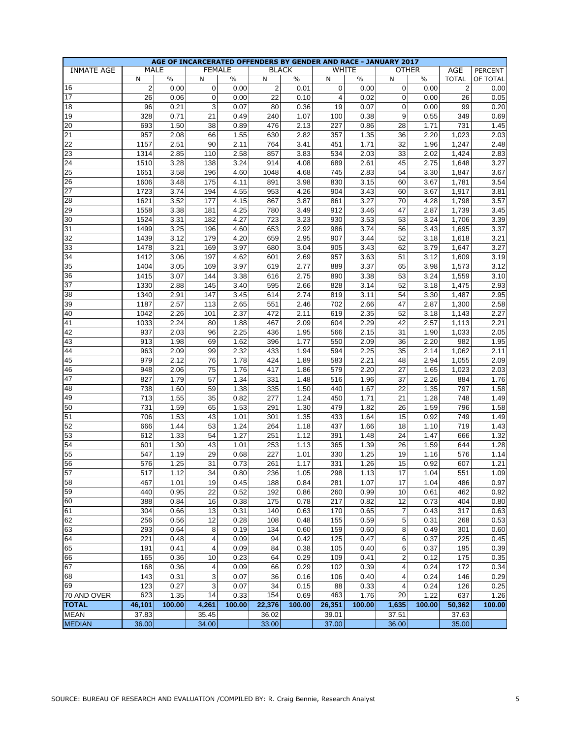| AGE OF INCARCERATED OFFENDERS BY GENDER AND RACE - JANUARY 2017 | | | | | | | | | | | | |
|---|---|---|---|---|---|---|---|---|---|---|---|---|
| INMATE AGE | MALE | | FEMALE | | BLACK | | WHITE | | OTHER | | AGE | PERCENT |
| | N | % | N | % | N | % | N | % | N | % | TOTAL | OF TOTAL |
| 16 | 2 | 0.00 | 0 | 0.00 | 2 | 0.01 | 0 | 0.00 | 0 | 0.00 | 2 | 0.00 |
| 17 | 26 | 0.06 | 0 | 0.00 | 22 | 0.10 | 4 | 0.02 | 0 | 0.00 | 26 | 0.05 |
| 18 | 96 | 0.21 | 3 | 0.07 | 80 | 0.36 | 19 | 0.07 | 0 | 0.00 | 99 | 0.20 |
| 19 | 328 | 0.71 | 21 | 0.49 | 240 | 1.07 | 100 | 0.38 | 9 | 0.55 | 349 | 0.69 |
| 20 | 693 | 1.50 | 38 | 0.89 | 476 | 2.13 | 227 | 0.86 | 28 | 1.71 | 731 | 1.45 |
| 21 | 957 | 2.08 | 66 | 1.55 | 630 | 2.82 | 357 | 1.35 | 36 | 2.20 | 1,023 | 2.03 |
| 22 | 1157 | 2.51 | 90 | 2.11 | 764 | 3.41 | 451 | 1.71 | 32 | 1.96 | 1,247 | 2.48 |
| 23 | 1314 | 2.85 | 110 | 2.58 | 857 | 3.83 | 534 | 2.03 | 33 | 2.02 | 1,424 | 2.83 |
| 24 | 1510 | 3.28 | 138 | 3.24 | 914 | 4.08 | 689 | 2.61 | 45 | 2.75 | 1,648 | 3.27 |
| 25 | 1651 | 3.58 | 196 | 4.60 | 1048 | 4.68 | 745 | 2.83 | 54 | 3.30 | 1,847 | 3.67 |
| 26 | 1606 | 3.48 | 175 | 4.11 | 891 | 3.98 | 830 | 3.15 | 60 | 3.67 | 1,781 | 3.54 |
| 27 | 1723 | 3.74 | 194 | 4.55 | 953 | 4.26 | 904 | 3.43 | 60 | 3.67 | 1,917 | 3.81 |
| 28 | 1621 | 3.52 | 177 | 4.15 | 867 | 3.87 | 861 | 3.27 | 70 | 4.28 | 1,798 | 3.57 |
| 29 | 1558 | 3.38 | 181 | 4.25 | 780 | 3.49 | 912 | 3.46 | 47 | 2.87 | 1,739 | 3.45 |
| 30 | 1524 | 3.31 | 182 | 4.27 | 723 | 3.23 | 930 | 3.53 | 53 | 3.24 | 1,706 | 3.39 |
| 31 | 1499 | 3.25 | 196 | 4.60 | 653 | 2.92 | 986 | 3.74 | 56 | 3.43 | 1,695 | 3.37 |
| 32 | 1439 | 3.12 | 179 | 4.20 | 659 | 2.95 | 907 | 3.44 | 52 | 3.18 | 1,618 | 3.21 |
| 33 | 1478 | 3.21 | 169 | 3.97 | 680 | 3.04 | 905 | 3.43 | 62 | 3.79 | 1,647 | 3.27 |
| 34 | 1412 | 3.06 | 197 | 4.62 | 601 | 2.69 | 957 | 3.63 | 51 | 3.12 | 1,609 | 3.19 |
| 35 | 1404 | 3.05 | 169 | 3.97 | 619 | 2.77 | 889 | 3.37 | 65 | 3.98 | 1,573 | 3.12 |
| 36 | 1415 | 3.07 | 144 | 3.38 | 616 | 2.75 | 890 | 3.38 | 53 | 3.24 | 1,559 | 3.10 |
| 37 | 1330 | 2.88 | 145 | 3.40 | 595 | 2.66 | 828 | 3.14 | 52 | 3.18 | 1,475 | 2.93 |
| 38 | 1340 | 2.91 | 147 | 3.45 | 614 | 2.74 | 819 | 3.11 | 54 | 3.30 | 1,487 | 2.95 |
| 39 | 1187 | 2.57 | 113 | 2.65 | 551 | 2.46 | 702 | 2.66 | 47 | 2.87 | 1,300 | 2.58 |
| 40 | 1042 | 2.26 | 101 | 2.37 | 472 | 2.11 | 619 | 2.35 | 52 | 3.18 | 1,143 | 2.27 |
| 41 | 1033 | 2.24 | 80 | 1.88 | 467 | 2.09 | 604 | 2.29 | 42 | 2.57 | 1,113 | 2.21 |
| 42 | 937 | 2.03 | 96 | 2.25 | 436 | 1.95 | 566 | 2.15 | 31 | 1.90 | 1,033 | 2.05 |
| 43 | 913 | 1.98 | 69 | 1.62 | 396 | 1.77 | 550 | 2.09 | 36 | 2.20 | 982 | 1.95 |
| 44 | 963 | 2.09 | 99 | 2.32 | 433 | 1.94 | 594 | 2.25 | 35 | 2.14 | 1,062 | 2.11 |
| 45 | 979 | 2.12 | 76 | 1.78 | 424 | 1.89 | 583 | 2.21 | 48 | 2.94 | 1,055 | 2.09 |
| 46 | 948 | 2.06 | 75 | 1.76 | 417 | 1.86 | 579 | 2.20 | 27 | 1.65 | 1,023 | 2.03 |
| 47 | 827 | 1.79 | 57 | 1.34 | 331 | 1.48 | 516 | 1.96 | 37 | 2.26 | 884 | 1.76 |
| 48 | 738 | 1.60 | 59 | 1.38 | 335 | 1.50 | 440 | 1.67 | 22 | 1.35 | 797 | 1.58 |
| 49 | 713 | 1.55 | 35 | 0.82 | 277 | 1.24 | 450 | 1.71 | 21 | 1.28 | 748 | 1.49 |
| 50 | 731 | 1.59 | 65 | 1.53 | 291 | 1.30 | 479 | 1.82 | 26 | 1.59 | 796 | 1.58 |
| 51 | 706 | 1.53 | 43 | 1.01 | 301 | 1.35 | 433 | 1.64 | 15 | 0.92 | 749 | 1.49 |
| 52 | 666 | 1.44 | 53 | 1.24 | 264 | 1.18 | 437 | 1.66 | 18 | 1.10 | 719 | 1.43 |
| 53 | 612 | 1.33 | 54 | 1.27 | 251 | 1.12 | 391 | 1.48 | 24 | 1.47 | 666 | 1.32 |
| 54 | 601 | 1.30 | 43 | 1.01 | 253 | 1.13 | 365 | 1.39 | 26 | 1.59 | 644 | 1.28 |
| 55 | 547 | 1.19 | 29 | 0.68 | 227 | 1.01 | 330 | 1.25 | 19 | 1.16 | 576 | 1.14 |
| 56 | 576 | 1.25 | 31 | 0.73 | 261 | 1.17 | 331 | 1.26 | 15 | 0.92 | 607 | 1.21 |
| 57 | 517 | 1.12 | 34 | 0.80 | 236 | 1.05 | 298 | 1.13 | 17 | 1.04 | 551 | 1.09 |
| 58 | 467 | 1.01 | 19 | 0.45 | 188 | 0.84 | 281 | 1.07 | 17 | 1.04 | 486 | 0.97 |
| 59 | 440 | 0.95 | 22 | 0.52 | 192 | 0.86 | 260 | 0.99 | 10 | 0.61 | 462 | 0.92 |
| 60 | 388 | 0.84 | 16 | 0.38 | 175 | 0.78 | 217 | 0.82 | 12 | 0.73 | 404 | 0.80 |
| 61 | 304 | 0.66 | 13 | 0.31 | 140 | 0.63 | 170 | 0.65 | 7 | 0.43 | 317 | 0.63 |
| 62 | 256 | 0.56 | 12 | 0.28 | 108 | 0.48 | 155 | 0.59 | 5 | 0.31 | 268 | 0.53 |
| 63 | 293 | 0.64 | 8 | 0.19 | 134 | 0.60 | 159 | 0.60 | 8 | 0.49 | 301 | 0.60 |
| 64 | 221 | 0.48 | 4 | 0.09 | 94 | 0.42 | 125 | 0.47 | 6 | 0.37 | 225 | 0.45 |
| 65 | 191 | 0.41 | 4 | 0.09 | 84 | 0.38 | 105 | 0.40 | 6 | 0.37 | 195 | 0.39 |
| 66 | 165 | 0.36 | 10 | 0.23 | 64 | 0.29 | 109 | 0.41 | 2 | 0.12 | 175 | 0.35 |
| 67 | 168 | 0.36 | 4 | 0.09 | 66 | 0.29 | 102 | 0.39 | 4 | 0.24 | 172 | 0.34 |
| 68 | 143 | 0.31 | 3 | 0.07 | 36 | 0.16 | 106 | 0.40 | 4 | 0.24 | 146 | 0.29 |
| 69 | 123 | 0.27 | 3 | 0.07 | 34 | 0.15 | 88 | 0.33 | 4 | 0.24 | 126 | 0.25 |
| 70 AND OVER | 623 | 1.35 | 14 | 0.33 | 154 | 0.69 | 463 | 1.76 | 20 | 1.22 | 637 | 1.26 |
| **TOTAL** | **46,101** | **100.00** | **4,261** | **100.00** | **22,376** | **100.00** | **26,351** | **100.00** | **1,635** | **100.00** | **50,362** | **100.00** |
| MEAN | 37.83 | | 35.45 | | 36.02 | | 39.01 | | 37.51 | | 37.63 | |
| MEDIAN | 36.00 | | 34.00 | | 33.00 | | 37.00 | | 36.00 | | 35.00 | |

SOURCE: BUREAU OF RESEARCH AND EVALUATION /COMPILED BY: R. Craig Bennie, Research Analyst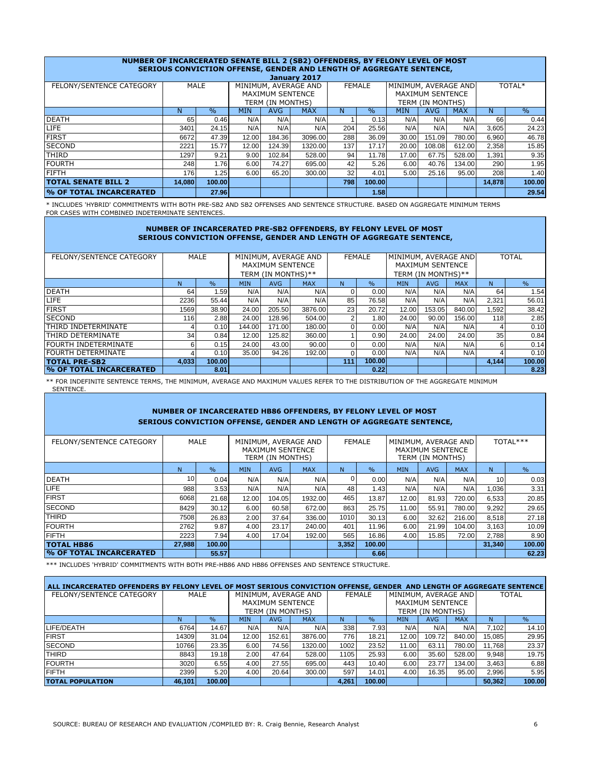## NUMBER OF INCARCERATED SENATE BILL 2 (SB2) OFFENDERS, BY FELONY LEVEL OF MOST SERIOUS CONVICTION OFFENSE, GENDER AND LENGTH OF AGGREGATE SENTENCE, January 2017

| FELONY/SENTENCE CATEGORY | MALE | | MINIMUM, AVERAGE AND MAXIMUM SENTENCE TERM (IN MONTHS) | | | FEMALE | | MINIMUM, AVERAGE AND MAXIMUM SENTENCE TERM (IN MONTHS) | | | TOTAL* | |
|---|---|---|---|---|---|---|---|---|---|---|---|---|
| | N | % | MIN | AVG | MAX | N | % | MIN | AVG | MAX | N | % |
| DEATH | 65 | 0.46 | N/A | N/A | N/A | 1 | 0.13 | N/A | N/A | N/A | 66 | 0.44 |
| LIFE | 3401 | 24.15 | N/A | N/A | N/A | 204 | 25.56 | N/A | N/A | N/A | 3,605 | 24.23 |
| FIRST | 6672 | 47.39 | 12.00 | 184.36 | 3096.00 | 288 | 36.09 | 30.00 | 151.09 | 780.00 | 6,960 | 46.78 |
| SECOND | 2221 | 15.77 | 12.00 | 124.39 | 1320.00 | 137 | 17.17 | 20.00 | 108.08 | 612.00 | 2,358 | 15.85 |
| THIRD | 1297 | 9.21 | 9.00 | 102.84 | 528.00 | 94 | 11.78 | 17.00 | 67.75 | 528.00 | 1,391 | 9.35 |
| FOURTH | 248 | 1.76 | 6.00 | 74.27 | 695.00 | 42 | 5.26 | 6.00 | 40.76 | 134.00 | 290 | 1.95 |
| FIFTH | 176 | 1.25 | 6.00 | 65.20 | 300.00 | 32 | 4.01 | 5.00 | 25.16 | 95.00 | 208 | 1.40 |
| **TOTAL SENATE BILL 2** | **14,080** | **100.00** | | | | **798** | **100.00** | | | | **14,878** | **100.00** |
| **% OF TOTAL INCARCERATED** | | **27.96** | | | | | **1.58** | | | | | **29.54** |

* INCLUDES 'HYBRID' COMMITMENTS WITH BOTH PRE-SB2 AND SB2 OFFENSES AND SENTENCE STRUCTURE. BASED ON AGGREGATE MINIMUM TERMS FOR CASES WITH COMBINED INDETERMINATE SENTENCES.

## NUMBER OF INCARCERATED PRE-SB2 OFFENDERS, BY FELONY LEVEL OF MOST SERIOUS CONVICTION OFFENSE, GENDER AND LENGTH OF AGGREGATE SENTENCE,

| FELONY/SENTENCE CATEGORY | MALE | | MINIMUM, AVERAGE AND MAXIMUM SENTENCE TERM (IN MONTHS)** | | | FEMALE | | MINIMUM, AVERAGE AND MAXIMUM SENTENCE TERM (IN MONTHS)** | | | TOTAL | |
|---|---|---|---|---|---|---|---|---|---|---|---|---|
| | N | % | MIN | AVG | MAX | N | % | MIN | AVG | MAX | N | % |
| DEATH | 64 | 1.59 | N/A | N/A | N/A | 0 | 0.00 | N/A | N/A | N/A | 64 | 1.54 |
| LIFE | 2236 | 55.44 | N/A | N/A | N/A | 85 | 76.58 | N/A | N/A | N/A | 2,321 | 56.01 |
| FIRST | 1569 | 38.90 | 24.00 | 205.50 | 3876.00 | 23 | 20.72 | 12.00 | 153.05 | 840.00 | 1,592 | 38.42 |
| SECOND | 116 | 2.88 | 24.00 | 128.96 | 504.00 | 2 | 1.80 | 24.00 | 90.00 | 156.00 | 118 | 2.85 |
| THIRD INDETERMINATE | 4 | 0.10 | 144.00 | 171.00 | 180.00 | 0 | 0.00 | N/A | N/A | N/A | 4 | 0.10 |
| THIRD DETERMINATE | 34 | 0.84 | 12.00 | 125.82 | 360.00 | 1 | 0.90 | 24.00 | 24.00 | 24.00 | 35 | 0.84 |
| FOURTH INDETERMINATE | 6 | 0.15 | 24.00 | 43.00 | 90.00 | 0 | 0.00 | N/A | N/A | N/A | 6 | 0.14 |
| FOURTH DETERMINATE | 4 | 0.10 | 35.00 | 94.26 | 192.00 | 0 | 0.00 | N/A | N/A | N/A | 4 | 0.10 |
| **TOTAL PRE-SB2** | **4,033** | **100.00** | | | | **111** | **100.00** | | | | **4,144** | **100.00** |
| **% OF TOTAL INCARCERATED** | | **8.01** | | | | | **0.22** | | | | | **8.23** |

** FOR INDEFINITE SENTENCE TERMS, THE MINIMUM, AVERAGE AND MAXIMUM VALUES REFER TO THE DISTRIBUTION OF THE AGGREGATE MINIMUM SENTENCE.

## NUMBER OF INCARCERATED HB86 OFFENDERS, BY FELONY LEVEL OF MOST SERIOUS CONVICTION OFFENSE, GENDER AND LENGTH OF AGGREGATE SENTENCE,

| FELONY/SENTENCE CATEGORY | MALE | | MINIMUM, AVERAGE AND MAXIMUM SENTENCE TERM (IN MONTHS) | | | FEMALE | | MINIMUM, AVERAGE AND MAXIMUM SENTENCE TERM (IN MONTHS) | | | TOTAL*** | |
|---|---|---|---|---|---|---|---|---|---|---|---|---|
| | N | % | MIN | AVG | MAX | N | % | MIN | AVG | MAX | N | % |
| DEATH | 10 | 0.04 | N/A | N/A | N/A | 0 | 0.00 | N/A | N/A | N/A | 10 | 0.03 |
| LIFE | 988 | 3.53 | N/A | N/A | N/A | 48 | 1.43 | N/A | N/A | N/A | 1,036 | 3.31 |
| FIRST | 6068 | 21.68 | 12.00 | 104.05 | 1932.00 | 465 | 13.87 | 12.00 | 81.93 | 720.00 | 6,533 | 20.85 |
| SECOND | 8429 | 30.12 | 6.00 | 60.58 | 672.00 | 863 | 25.75 | 11.00 | 55.91 | 780.00 | 9,292 | 29.65 |
| THIRD | 7508 | 26.83 | 2.00 | 37.64 | 336.00 | 1010 | 30.13 | 6.00 | 32.62 | 216.00 | 8,518 | 27.18 |
| FOURTH | 2762 | 9.87 | 4.00 | 23.17 | 240.00 | 401 | 11.96 | 6.00 | 21.99 | 104.00 | 3,163 | 10.09 |
| FIFTH | 2223 | 7.94 | 4.00 | 17.04 | 192.00 | 565 | 16.86 | 4.00 | 15.85 | 72.00 | 2,788 | 8.90 |
| **TOTAL HB86** | **27,988** | **100.00** | | | | **3,352** | **100.00** | | | | **31,340** | **100.00** |
| **% OF TOTAL INCARCERATED** | | **55.57** | | | | | **6.66** | | | | | **62.23** |

*** INCLUDES 'HYBRID' COMMITMENTS WITH BOTH PRE-HB86 AND HB86 OFFENSES AND SENTENCE STRUCTURE.

## ALL INCARCERATED OFFENDERS BY FELONY LEVEL OF MOST SERIOUS CONVICTION OFFENSE, GENDER AND LENGTH OF AGGREGATE SENTENCE

| FELONY/SENTENCE CATEGORY | MALE | | MINIMUM, AVERAGE AND MAXIMUM SENTENCE TERM (IN MONTHS) | | | FEMALE | | MINIMUM, AVERAGE AND MAXIMUM SENTENCE TERM (IN MONTHS) | | | TOTAL | |
|---|---|---|---|---|---|---|---|---|---|---|---|---|
| | N | % | MIN | AVG | MAX | N | % | MIN | AVG | MAX | N | % |
| LIFE/DEATH | 6764 | 14.67 | N/A | N/A | N/A | 338 | 7.93 | N/A | N/A | N/A | 7,102 | 14.10 |
| FIRST | 14309 | 31.04 | 12.00 | 152.61 | 3876.00 | 776 | 18.21 | 12.00 | 109.72 | 840.00 | 15,085 | 29.95 |
| SECOND | 10766 | 23.35 | 6.00 | 74.56 | 1320.00 | 1002 | 23.52 | 11.00 | 63.11 | 780.00 | 11,768 | 23.37 |
| THIRD | 8843 | 19.18 | 2.00 | 47.64 | 528.00 | 1105 | 25.93 | 6.00 | 35.60 | 528.00 | 9,948 | 19.75 |
| FOURTH | 3020 | 6.55 | 4.00 | 27.55 | 695.00 | 443 | 10.40 | 6.00 | 23.77 | 134.00 | 3,463 | 6.88 |
| FIFTH | 2399 | 5.20 | 4.00 | 20.64 | 300.00 | 597 | 14.01 | 4.00 | 16.35 | 95.00 | 2,996 | 5.95 |
| **TOTAL POPULATION** | **46,101** | **100.00** | | | | **4,261** | **100.00** | | | | **50,362** | **100.00** |

SOURCE: BUREAU OF RESEARCH AND EVALUATION /COMPILED BY: R. Craig Bennie, Research Analyst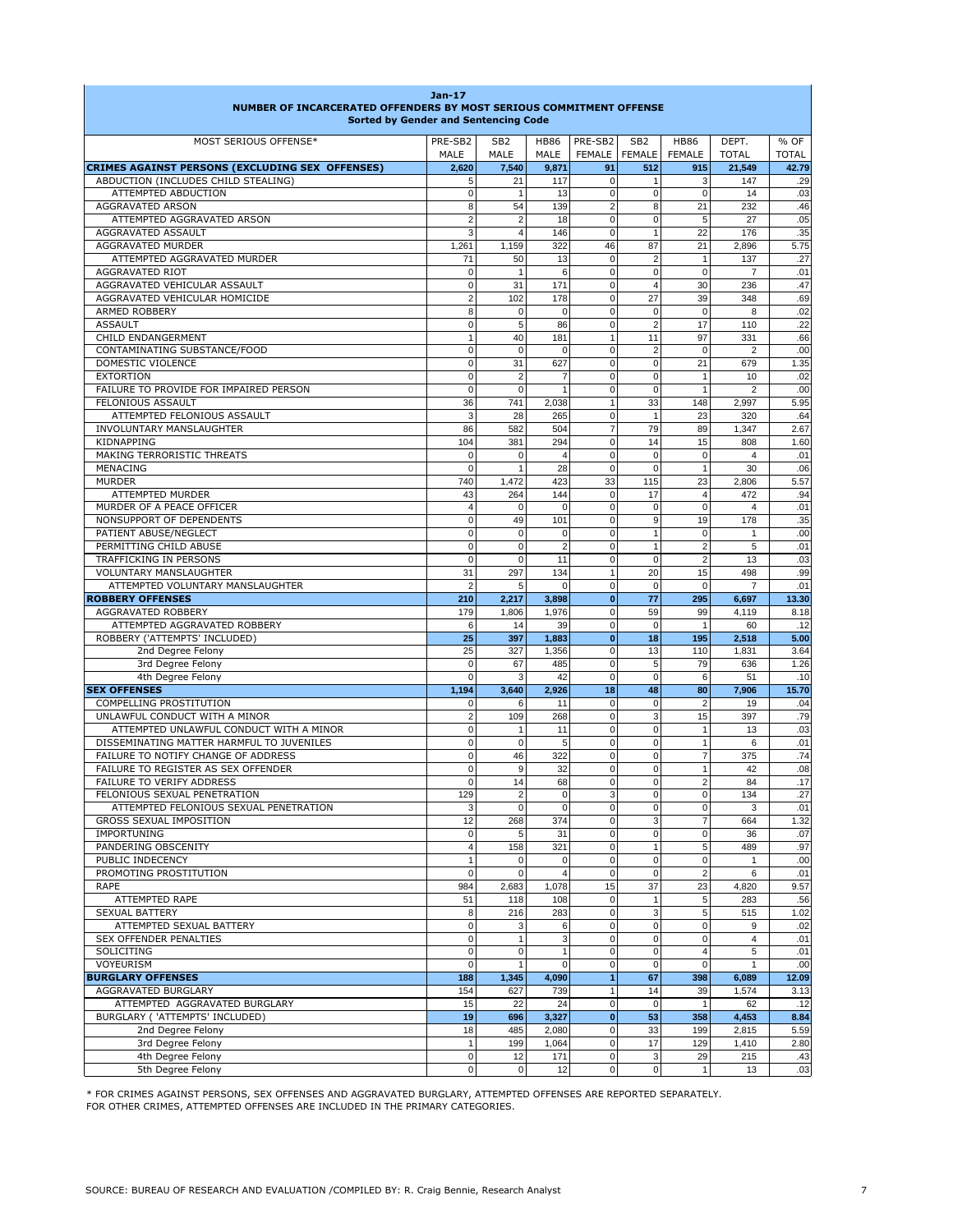# Jan-17

## NUMBER OF INCARCERATED OFFENDERS BY MOST SERIOUS COMMITMENT OFFENSE

### Sorted by Gender and Sentencing Code

| MOST SERIOUS OFFENSE* | PRE-SB2 MALE | SB2 MALE | HB86 MALE | PRE-SB2 FEMALE | SB2 FEMALE | HB86 FEMALE | DEPT. TOTAL | % OF TOTAL |
|---|---|---|---|---|---|---|---|---|
| **CRIMES AGAINST PERSONS (EXCLUDING SEX OFFENSES)** | **2,620** | **7,540** | **9,871** | **91** | **512** | **915** | **21,549** | **42.79** |
| ABDUCTION (INCLUDES CHILD STEALING) | 5 | 21 | 117 | 0 | 1 | 3 | 147 | .29 |
| ATTEMPTED ABDUCTION | 0 | 1 | 13 | 0 | 0 | 0 | 14 | .03 |
| AGGRAVATED ARSON | 8 | 54 | 139 | 2 | 8 | 21 | 232 | .46 |
| ATTEMPTED AGGRAVATED ARSON | 2 | 2 | 18 | 0 | 0 | 5 | 27 | .05 |
| AGGRAVATED ASSAULT | 3 | 4 | 146 | 0 | 1 | 22 | 176 | .35 |
| AGGRAVATED MURDER | 1,261 | 1,159 | 322 | 46 | 87 | 21 | 2,896 | 5.75 |
| ATTEMPTED AGGRAVATED MURDER | 71 | 50 | 13 | 0 | 2 | 1 | 137 | .27 |
| AGGRAVATED RIOT | 0 | 1 | 6 | 0 | 0 | 0 | 7 | .01 |
| AGGRAVATED VEHICULAR ASSAULT | 0 | 31 | 171 | 0 | 4 | 30 | 236 | .47 |
| AGGRAVATED VEHICULAR HOMICIDE | 2 | 102 | 178 | 0 | 27 | 39 | 348 | .69 |
| ARMED ROBBERY | 8 | 0 | 0 | 0 | 0 | 0 | 8 | .02 |
| ASSAULT | 0 | 5 | 86 | 0 | 2 | 17 | 110 | .22 |
| CHILD ENDANGERMENT | 1 | 40 | 181 | 1 | 11 | 97 | 331 | .66 |
| CONTAMINATING SUBSTANCE/FOOD | 0 | 0 | 0 | 0 | 2 | 0 | 2 | .00 |
| DOMESTIC VIOLENCE | 0 | 31 | 627 | 0 | 0 | 21 | 679 | 1.35 |
| EXTORTION | 0 | 2 | 7 | 0 | 0 | 1 | 10 | .02 |
| FAILURE TO PROVIDE FOR IMPAIRED PERSON | 0 | 0 | 1 | 0 | 0 | 1 | 2 | .00 |
| FELONIOUS ASSAULT | 36 | 741 | 2,038 | 1 | 33 | 148 | 2,997 | 5.95 |
| ATTEMPTED FELONIOUS ASSAULT | 3 | 28 | 265 | 0 | 1 | 23 | 320 | .64 |
| INVOLUNTARY MANSLAUGHTER | 86 | 582 | 504 | 7 | 79 | 89 | 1,347 | 2.67 |
| KIDNAPPING | 104 | 381 | 294 | 0 | 14 | 15 | 808 | 1.60 |
| MAKING TERRORISTIC THREATS | 0 | 0 | 4 | 0 | 0 | 0 | 4 | .01 |
| MENACING | 0 | 1 | 28 | 0 | 0 | 1 | 30 | .06 |
| MURDER | 740 | 1,472 | 423 | 33 | 115 | 23 | 2,806 | 5.57 |
| ATTEMPTED MURDER | 43 | 264 | 144 | 0 | 17 | 4 | 472 | .94 |
| MURDER OF A PEACE OFFICER | 4 | 0 | 0 | 0 | 0 | 0 | 4 | .01 |
| NONSUPPORT OF DEPENDENTS | 0 | 49 | 101 | 0 | 9 | 19 | 178 | .35 |
| PATIENT ABUSE/NEGLECT | 0 | 0 | 0 | 0 | 1 | 0 | 1 | .00 |
| PERMITTING CHILD ABUSE | 0 | 0 | 2 | 0 | 1 | 2 | 5 | .01 |
| TRAFFICKING IN PERSONS | 0 | 0 | 11 | 0 | 0 | 2 | 13 | .03 |
| VOLUNTARY MANSLAUGHTER | 31 | 297 | 134 | 1 | 20 | 15 | 498 | .99 |
| ATTEMPTED VOLUNTARY MANSLAUGHTER | 2 | 5 | 0 | 0 | 0 | 0 | 7 | .01 |
| **ROBBERY OFFENSES** | **210** | **2,217** | **3,898** | **0** | **77** | **295** | **6,697** | **13.30** |
| AGGRAVATED ROBBERY | 179 | 1,806 | 1,976 | 0 | 59 | 99 | 4,119 | 8.18 |
| ATTEMPTED AGGRAVATED ROBBERY | 6 | 14 | 39 | 0 | 0 | 1 | 60 | .12 |
| **ROBBERY ('ATTEMPTS' INCLUDED)** | **25** | **397** | **1,883** | **0** | **18** | **195** | **2,518** | **5.00** |
| 2nd Degree Felony | 25 | 327 | 1,356 | 0 | 13 | 110 | 1,831 | 3.64 |
| 3rd Degree Felony | 0 | 67 | 485 | 0 | 5 | 79 | 636 | 1.26 |
| 4th Degree Felony | 0 | 3 | 42 | 0 | 0 | 6 | 51 | .10 |
| **SEX OFFENSES** | **1,194** | **3,640** | **2,926** | **18** | **48** | **80** | **7,906** | **15.70** |
| COMPELLING PROSTITUTION | 0 | 6 | 11 | 0 | 0 | 2 | 19 | .04 |
| UNLAWFUL CONDUCT WITH A MINOR | 2 | 109 | 268 | 0 | 3 | 15 | 397 | .79 |
| ATTEMPTED UNLAWFUL CONDUCT WITH A MINOR | 0 | 1 | 11 | 0 | 0 | 1 | 13 | .03 |
| DISSEMINATING MATTER HARMFUL TO JUVENILES | 0 | 0 | 5 | 0 | 0 | 1 | 6 | .01 |
| FAILURE TO NOTIFY CHANGE OF ADDRESS | 0 | 46 | 322 | 0 | 0 | 7 | 375 | .74 |
| FAILURE TO REGISTER AS SEX OFFENDER | 0 | 9 | 32 | 0 | 0 | 1 | 42 | .08 |
| FAILURE TO VERIFY ADDRESS | 0 | 14 | 68 | 0 | 0 | 2 | 84 | .17 |
| FELONIOUS SEXUAL PENETRATION | 129 | 2 | 0 | 3 | 0 | 0 | 134 | .27 |
| ATTEMPTED FELONIOUS SEXUAL PENETRATION | 3 | 0 | 0 | 0 | 0 | 0 | 3 | .01 |
| GROSS SEXUAL IMPOSITION | 12 | 268 | 374 | 0 | 3 | 7 | 664 | 1.32 |
| IMPORTUNING | 0 | 5 | 31 | 0 | 0 | 0 | 36 | .07 |
| PANDERING OBSCENITY | 4 | 158 | 321 | 0 | 1 | 5 | 489 | .97 |
| PUBLIC INDECENCY | 1 | 0 | 0 | 0 | 0 | 0 | 1 | .00 |
| PROMOTING PROSTITUTION | 0 | 0 | 4 | 0 | 0 | 2 | 6 | .01 |
| RAPE | 984 | 2,683 | 1,078 | 15 | 37 | 23 | 4,820 | 9.57 |
| ATTEMPTED RAPE | 51 | 118 | 108 | 0 | 1 | 5 | 283 | .56 |
| SEXUAL BATTERY | 8 | 216 | 283 | 0 | 3 | 5 | 515 | 1.02 |
| ATTEMPTED SEXUAL BATTERY | 0 | 3 | 6 | 0 | 0 | 0 | 9 | .02 |
| SEX OFFENDER PENALTIES | 0 | 1 | 3 | 0 | 0 | 0 | 4 | .01 |
| SOLICITING | 0 | 0 | 1 | 0 | 0 | 4 | 5 | .01 |
| VOYEURISM | 0 | 1 | 0 | 0 | 0 | 0 | 1 | .00 |
| **BURGLARY OFFENSES** | **188** | **1,345** | **4,090** | **1** | **67** | **398** | **6,089** | **12.09** |
| AGGRAVATED BURGLARY | 154 | 627 | 739 | 1 | 14 | 39 | 1,574 | 3.13 |
| ATTEMPTED AGGRAVATED BURGLARY | 15 | 22 | 24 | 0 | 0 | 1 | 62 | .12 |
| **BURGLARY ( 'ATTEMPTS' INCLUDED)** | **19** | **696** | **3,327** | **0** | **53** | **358** | **4,453** | **8.84** |
| 2nd Degree Felony | 18 | 485 | 2,080 | 0 | 33 | 199 | 2,815 | 5.59 |
| 3rd Degree Felony | 1 | 199 | 1,064 | 0 | 17 | 129 | 1,410 | 2.80 |
| 4th Degree Felony | 0 | 12 | 171 | 0 | 3 | 29 | 215 | .43 |
| 5th Degree Felony | 0 | 0 | 12 | 0 | 0 | 1 | 13 | .03 |

* FOR CRIMES AGAINST PERSONS, SEX OFFENSES AND AGGRAVATED BURGLARY, ATTEMPTED OFFENSES ARE REPORTED SEPARATELY.
FOR OTHER CRIMES, ATTEMPTED OFFENSES ARE INCLUDED IN THE PRIMARY CATEGORIES.

SOURCE: BUREAU OF RESEARCH AND EVALUATION /COMPILED BY: R. Craig Bennie, Research Analyst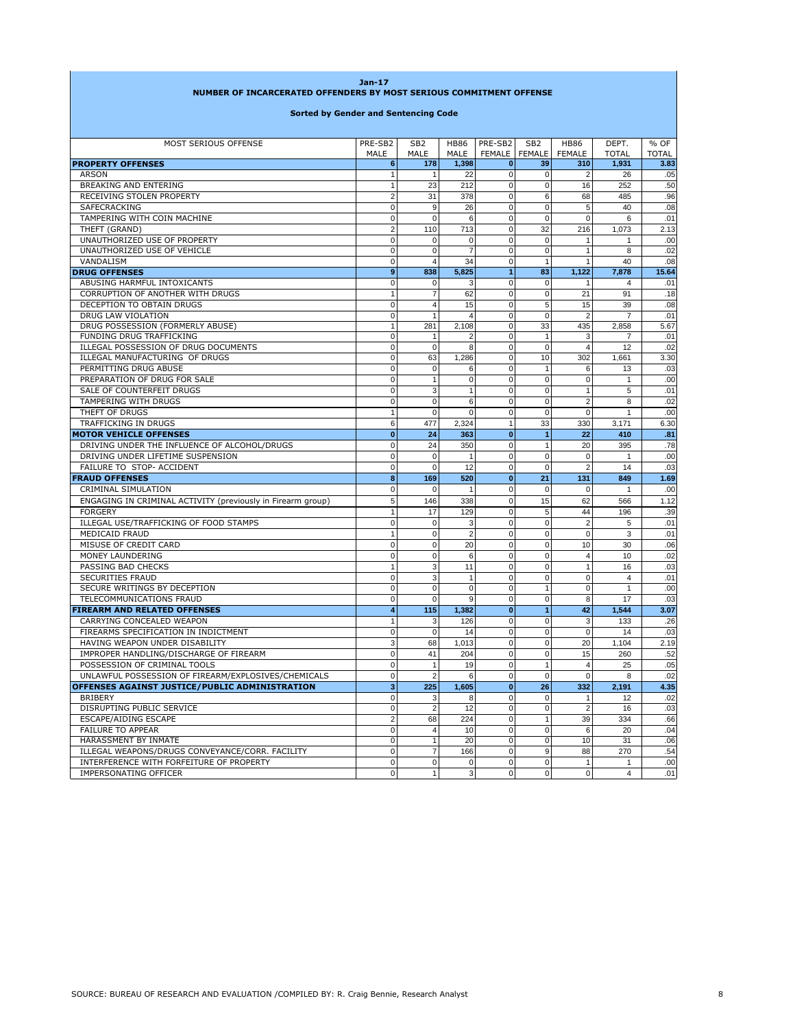**Jan-17**

**NUMBER OF INCARCERATED OFFENDERS BY MOST SERIOUS COMMITMENT OFFENSE**

**Sorted by Gender and Sentencing Code**

| MOST SERIOUS OFFENSE | PRE-SB2 MALE | SB2 MALE | HB86 MALE | PRE-SB2 FEMALE | SB2 FEMALE | HB86 FEMALE | DEPT. TOTAL | % OF TOTAL |
|---|---|---|---|---|---|---|---|---|
| **PROPERTY OFFENSES** | **6** | **178** | **1,398** | **0** | **39** | **310** | **1,931** | **3.83** |
| ARSON | 1 | 1 | 22 | 0 | 0 | 2 | 26 | .05 |
| BREAKING AND ENTERING | 1 | 23 | 212 | 0 | 0 | 16 | 252 | .50 |
| RECEIVING STOLEN PROPERTY | 2 | 31 | 378 | 0 | 6 | 68 | 485 | .96 |
| SAFECRACKING | 0 | 9 | 26 | 0 | 0 | 5 | 40 | .08 |
| TAMPERING WITH COIN MACHINE | 0 | 0 | 6 | 0 | 0 | 0 | 6 | .01 |
| THEFT (GRAND) | 2 | 110 | 713 | 0 | 32 | 216 | 1,073 | 2.13 |
| UNAUTHORIZED USE OF PROPERTY | 0 | 0 | 0 | 0 | 0 | 1 | 1 | .00 |
| UNAUTHORIZED USE OF VEHICLE | 0 | 0 | 7 | 0 | 0 | 1 | 8 | .02 |
| VANDALISM | 0 | 4 | 34 | 0 | 1 | 1 | 40 | .08 |
| **DRUG OFFENSES** | **9** | **838** | **5,825** | **1** | **83** | **1,122** | **7,878** | **15.64** |
| ABUSING HARMFUL INTOXICANTS | 0 | 0 | 3 | 0 | 0 | 1 | 4 | .01 |
| CORRUPTION OF ANOTHER WITH DRUGS | 1 | 7 | 62 | 0 | 0 | 21 | 91 | .18 |
| DECEPTION TO OBTAIN DRUGS | 0 | 4 | 15 | 0 | 5 | 15 | 39 | .08 |
| DRUG LAW VIOLATION | 0 | 1 | 4 | 0 | 0 | 2 | 7 | .01 |
| DRUG POSSESSION (FORMERLY ABUSE) | 1 | 281 | 2,108 | 0 | 33 | 435 | 2,858 | 5.67 |
| FUNDING DRUG TRAFFICKING | 0 | 1 | 2 | 0 | 1 | 3 | 7 | .01 |
| ILLEGAL POSSESSION OF DRUG DOCUMENTS | 0 | 0 | 8 | 0 | 0 | 4 | 12 | .02 |
| ILLEGAL MANUFACTURING OF DRUGS | 0 | 63 | 1,286 | 0 | 10 | 302 | 1,661 | 3.30 |
| PERMITTING DRUG ABUSE | 0 | 0 | 6 | 0 | 1 | 6 | 13 | .03 |
| PREPARATION OF DRUG FOR SALE | 0 | 1 | 0 | 0 | 0 | 0 | 1 | .00 |
| SALE OF COUNTERFEIT DRUGS | 0 | 3 | 1 | 0 | 0 | 1 | 5 | .01 |
| TAMPERING WITH DRUGS | 0 | 0 | 6 | 0 | 0 | 2 | 8 | .02 |
| THEFT OF DRUGS | 1 | 0 | 0 | 0 | 0 | 0 | 1 | .00 |
| TRAFFICKING IN DRUGS | 6 | 477 | 2,324 | 1 | 33 | 330 | 3,171 | 6.30 |
| **MOTOR VEHICLE OFFENSES** | **0** | **24** | **363** | **0** | **1** | **22** | **410** | **.81** |
| DRIVING UNDER THE INFLUENCE OF ALCOHOL/DRUGS | 0 | 24 | 350 | 0 | 1 | 20 | 395 | .78 |
| DRIVING UNDER LIFETIME SUSPENSION | 0 | 0 | 1 | 0 | 0 | 0 | 1 | .00 |
| FAILURE TO STOP- ACCIDENT | 0 | 0 | 12 | 0 | 0 | 2 | 14 | .03 |
| **FRAUD OFFENSES** | **8** | **169** | **520** | **0** | **21** | **131** | **849** | **1.69** |
| CRIMINAL SIMULATION | 0 | 0 | 1 | 0 | 0 | 0 | 1 | .00 |
| ENGAGING IN CRIMINAL ACTIVITY (previously in Firearm group) | 5 | 146 | 338 | 0 | 15 | 62 | 566 | 1.12 |
| FORGERY | 1 | 17 | 129 | 0 | 5 | 44 | 196 | .39 |
| ILLEGAL USE/TRAFFICKING OF FOOD STAMPS | 0 | 0 | 3 | 0 | 0 | 2 | 5 | .01 |
| MEDICAID FRAUD | 1 | 0 | 2 | 0 | 0 | 0 | 3 | .01 |
| MISUSE OF CREDIT CARD | 0 | 0 | 20 | 0 | 0 | 10 | 30 | .06 |
| MONEY LAUNDERING | 0 | 0 | 6 | 0 | 0 | 4 | 10 | .02 |
| PASSING BAD CHECKS | 1 | 3 | 11 | 0 | 0 | 1 | 16 | .03 |
| SECURITIES FRAUD | 0 | 3 | 1 | 0 | 0 | 0 | 4 | .01 |
| SECURE WRITINGS BY DECEPTION | 0 | 0 | 0 | 0 | 1 | 0 | 1 | .00 |
| TELECOMMUNICATIONS FRAUD | 0 | 0 | 9 | 0 | 0 | 8 | 17 | .03 |
| **FIREARM AND RELATED OFFENSES** | **4** | **115** | **1,382** | **0** | **1** | **42** | **1,544** | **3.07** |
| CARRYING CONCEALED WEAPON | 1 | 3 | 126 | 0 | 0 | 3 | 133 | .26 |
| FIREARMS SPECIFICATION IN INDICTMENT | 0 | 0 | 14 | 0 | 0 | 0 | 14 | .03 |
| HAVING WEAPON UNDER DISABILITY | 3 | 68 | 1,013 | 0 | 0 | 20 | 1,104 | 2.19 |
| IMPROPER HANDLING/DISCHARGE OF FIREARM | 0 | 41 | 204 | 0 | 0 | 15 | 260 | .52 |
| POSSESSION OF CRIMINAL TOOLS | 0 | 1 | 19 | 0 | 1 | 4 | 25 | .05 |
| UNLAWFUL POSSESSION OF FIREARM/EXPLOSIVES/CHEMICALS | 0 | 2 | 6 | 0 | 0 | 0 | 8 | .02 |
| **OFFENSES AGAINST JUSTICE/PUBLIC ADMINISTRATION** | **3** | **225** | **1,605** | **0** | **26** | **332** | **2,191** | **4.35** |
| BRIBERY | 0 | 3 | 8 | 0 | 0 | 1 | 12 | .02 |
| DISRUPTING PUBLIC SERVICE | 0 | 2 | 12 | 0 | 0 | 2 | 16 | .03 |
| ESCAPE/AIDING ESCAPE | 2 | 68 | 224 | 0 | 1 | 39 | 334 | .66 |
| FAILURE TO APPEAR | 0 | 4 | 10 | 0 | 0 | 6 | 20 | .04 |
| HARASSMENT BY INMATE | 0 | 1 | 20 | 0 | 0 | 10 | 31 | .06 |
| ILLEGAL WEAPONS/DRUGS CONVEYANCE/CORR. FACILITY | 0 | 7 | 166 | 0 | 9 | 88 | 270 | .54 |
| INTERFERENCE WITH FORFEITURE OF PROPERTY | 0 | 0 | 0 | 0 | 0 | 1 | 1 | .00 |
| IMPERSONATING OFFICER | 0 | 1 | 3 | 0 | 0 | 0 | 4 | .01 |

SOURCE: BUREAU OF RESEARCH AND EVALUATION /COMPILED BY: R. Craig Bennie, Research Analyst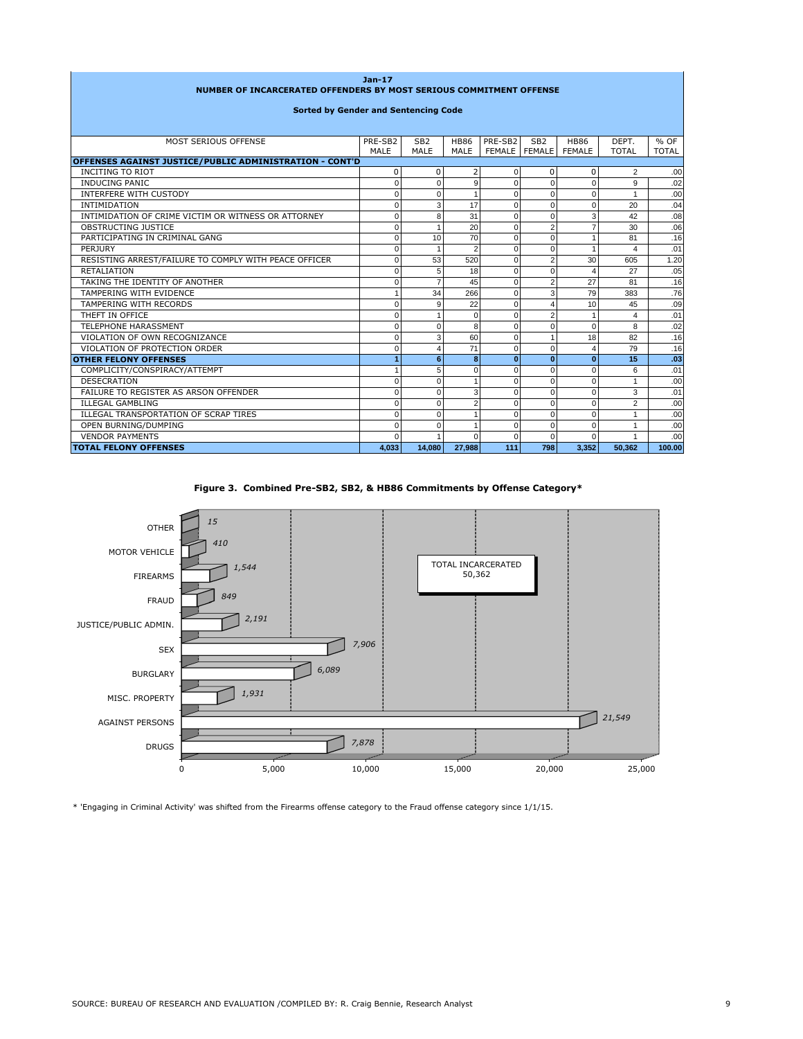**Jan-17**

**NUMBER OF INCARCERATED OFFENDERS BY MOST SERIOUS COMMITMENT OFFENSE**

**Sorted by Gender and Sentencing Code**

| MOST SERIOUS OFFENSE | PRE-SB2 MALE | SB2 MALE | HB86 MALE | PRE-SB2 FEMALE | SB2 FEMALE | HB86 FEMALE | DEPT. TOTAL | % OF TOTAL |
|---|---|---|---|---|---|---|---|---|
| **OFFENSES AGAINST JUSTICE/PUBLIC ADMINISTRATION - CONT'D** | | | | | | | | |
| INCITING TO RIOT | 0 | 0 | 2 | 0 | 0 | 0 | 2 | .00 |
| INDUCING PANIC | 0 | 0 | 9 | 0 | 0 | 0 | 9 | .02 |
| INTERFERE WITH CUSTODY | 0 | 0 | 1 | 0 | 0 | 0 | 1 | .00 |
| INTIMIDATION | 0 | 3 | 17 | 0 | 0 | 0 | 20 | .04 |
| INTIMIDATION OF CRIME VICTIM OR WITNESS OR ATTORNEY | 0 | 8 | 31 | 0 | 0 | 3 | 42 | .08 |
| OBSTRUCTING JUSTICE | 0 | 1 | 20 | 0 | 2 | 7 | 30 | .06 |
| PARTICIPATING IN CRIMINAL GANG | 0 | 10 | 70 | 0 | 0 | 1 | 81 | .16 |
| PERJURY | 0 | 1 | 2 | 0 | 0 | 1 | 4 | .01 |
| RESISTING ARREST/FAILURE TO COMPLY WITH PEACE OFFICER | 0 | 53 | 520 | 0 | 2 | 30 | 605 | 1.20 |
| RETALIATION | 0 | 5 | 18 | 0 | 0 | 4 | 27 | .05 |
| TAKING THE IDENTITY OF ANOTHER | 0 | 7 | 45 | 0 | 2 | 27 | 81 | .16 |
| TAMPERING WITH EVIDENCE | 1 | 34 | 266 | 0 | 3 | 79 | 383 | .76 |
| TAMPERING WITH RECORDS | 0 | 9 | 22 | 0 | 4 | 10 | 45 | .09 |
| THEFT IN OFFICE | 0 | 1 | 0 | 0 | 2 | 1 | 4 | .01 |
| TELEPHONE HARASSMENT | 0 | 0 | 8 | 0 | 0 | 0 | 8 | .02 |
| VIOLATION OF OWN RECOGNIZANCE | 0 | 3 | 60 | 0 | 1 | 18 | 82 | .16 |
| VIOLATION OF PROTECTION ORDER | 0 | 4 | 71 | 0 | 0 | 4 | 79 | .16 |
| **OTHER FELONY OFFENSES** | **1** | **6** | **8** | **0** | **0** | **0** | **15** | **.03** |
| COMPLICITY/CONSPIRACY/ATTEMPT | 1 | 5 | 0 | 0 | 0 | 0 | 6 | .01 |
| DESECRATION | 0 | 0 | 1 | 0 | 0 | 0 | 1 | .00 |
| FAILURE TO REGISTER AS ARSON OFFENDER | 0 | 0 | 3 | 0 | 0 | 0 | 3 | .01 |
| ILLEGAL GAMBLING | 0 | 0 | 2 | 0 | 0 | 0 | 2 | .00 |
| ILLEGAL TRANSPORTATION OF SCRAP TIRES | 0 | 0 | 1 | 0 | 0 | 0 | 1 | .00 |
| OPEN BURNING/DUMPING | 0 | 0 | 1 | 0 | 0 | 0 | 1 | .00 |
| VENDOR PAYMENTS | 0 | 1 | 0 | 0 | 0 | 0 | 1 | .00 |
| **TOTAL FELONY OFFENSES** | **4,033** | **14,080** | **27,988** | **111** | **798** | **3,352** | **50,362** | **100.00** |

**Figure 3. Combined Pre-SB2, SB2, & HB86 Commitments by Offense Category***

OTHER 15
MOTOR VEHICLE 410
FIREARMS 1,544
FRAUD 849
JUSTICE/PUBLIC ADMIN. 2,191
SEX 7,906
BURGLARY 6,089
MISC. PROPERTY 1,931
AGAINST PERSONS 21,549
DRUGS 7,878

TOTAL INCARCERATED 50,362

0 5,000 10,000 15,000 20,000 25,000

\* 'Engaging in Criminal Activity' was shifted from the Firearms offense category to the Fraud offense category since 1/1/15.

SOURCE: BUREAU OF RESEARCH AND EVALUATION /COMPILED BY: R. Craig Bennie, Research Analyst